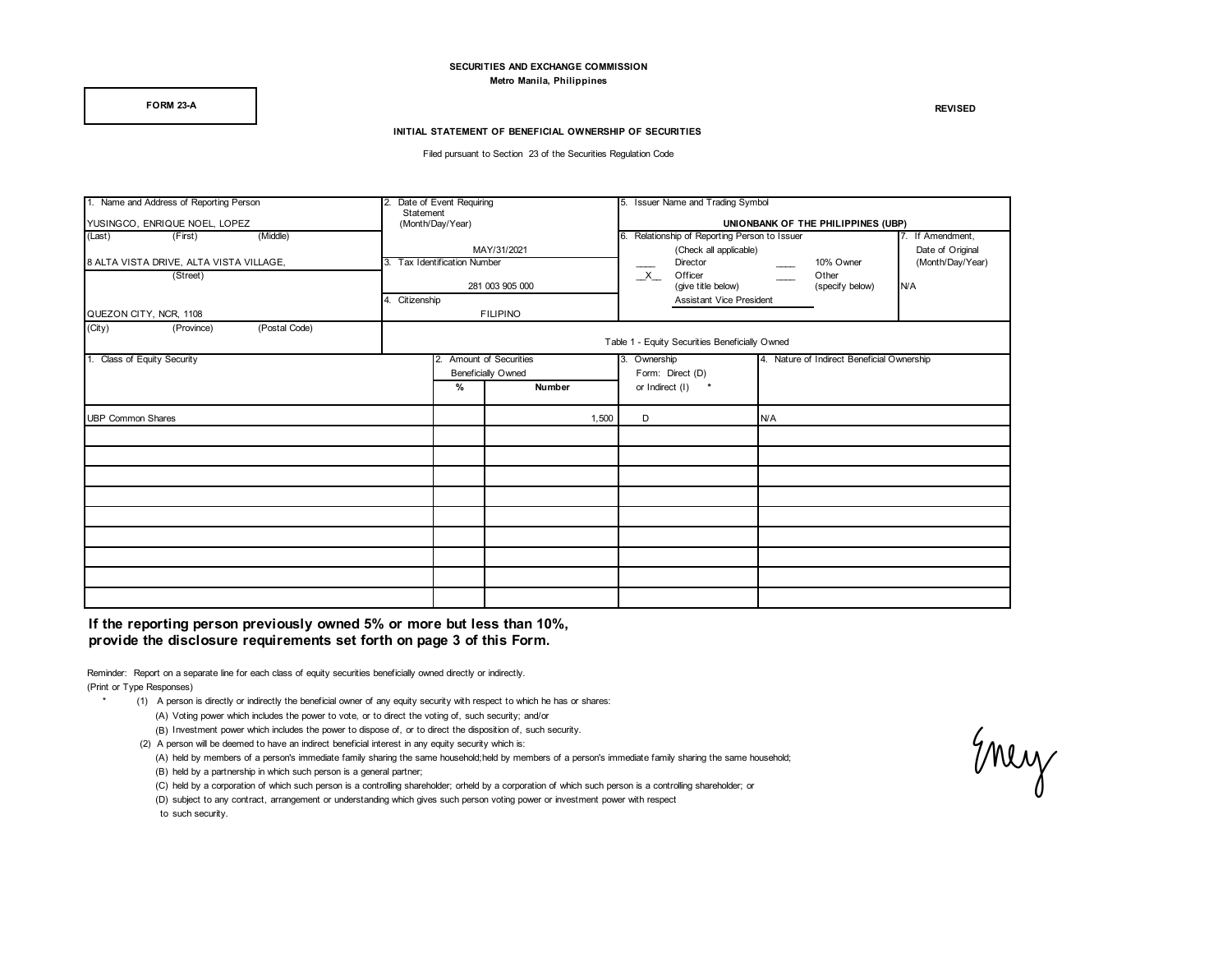**SECURITIES AND EXCHANGE COMMISSION**
**Metro Manila, Philippines**

**FORM 23-A**

**REVISED**

**INITIAL STATEMENT OF BENEFICIAL OWNERSHIP OF SECURITIES**

Filed pursuant to Section 23 of the Securities Regulation Code

| 1. Name and Address of Reporting Person | 2. Date of Event Requiring Statement (Month/Day/Year) | 5. Issuer Name and Trading Symbol | |
|---|---|---|---|
| YUSINGCO, ENRIQUE NOEL, LOPEZ<br>(Last) (First) (Middle) | MAY/31/2021 | **UNIONBANK OF THE PHILIPPINES (UBP)** | |
| 8 ALTA VISTA DRIVE, ALTA VISTA VILLAGE,<br>(Street) | 3. Tax Identification Number<br>281 003 905 000 | 6. Relationship of Reporting Person to Issuer (Check all applicable)<br>____ Director ____ 10% Owner<br>\_\_X\_\_ Officer (give title below) ____ Other (specify below)<br>Assistant Vice President | 7. If Amendment, Date of Original (Month/Day/Year)<br>N/A |
| QUEZON CITY, NCR, 1108<br>(City) (Province) (Postal Code) | 4. Citizenship<br>FILIPINO | | |

Table 1 - Equity Securities Beneficially Owned

| 1. Class of Equity Security | 2. Amount of Securities Beneficially Owned % | Number | 3. Ownership Form: Direct (D) or Indirect (I) * | 4. Nature of Indirect Beneficial Ownership |
|---|---|---|---|---|
| UBP Common Shares | | 1,500 | D | N/A |
| | | | | |
| | | | | |
| | | | | |
| | | | | |
| | | | | |
| | | | | |
| | | | | |
| | | | | |
| | | | | |

**If the reporting person previously owned 5% or more but less than 10%, provide the disclosure requirements set forth on page 3 of this Form.**

Reminder: Report on a separate line for each class of equity securities beneficially owned directly or indirectly.
(Print or Type Responses)

\* (1) A person is directly or indirectly the beneficial owner of any equity security with respect to which he has or shares:
  (A) Voting power which includes the power to vote, or to direct the voting of, such security; and/or
  (B) Investment power which includes the power to dispose of, or to direct the disposition of, such security.
 (2) A person will be deemed to have an indirect beneficial interest in any equity security which is:
  (A) held by members of a person's immediate family sharing the same household;held by members of a person's immediate family sharing the same household;
  (B) held by a partnership in which such person is a general partner;
  (C) held by a corporation of which such person is a controlling shareholder; orheld by a corporation of which such person is a controlling shareholder; or
  (D) subject to any contract, arrangement or understanding which gives such person voting power or investment power with respect to such security.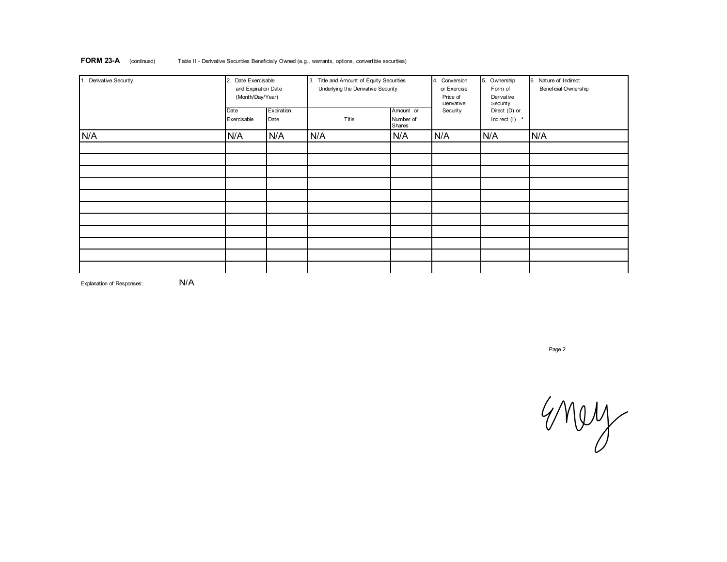**FORM 23-A** (continued) Table II - Derivative Securities Beneficially Owned (e.g., warrants, options, convertible securities)

| 1. Derivative Security | 2. Date Exercisable and Expiration Date (Month/Day/Year) | | 3. Title and Amount of Equity Securities Underlying the Derivative Security | | 4. Conversion or Exercise Price of Derivative Security | 5. Ownership Form of Derivative Security Direct (D) or Indirect (I) * | 6. Nature of Indirect Beneficial Ownership |
|---|---|---|---|---|---|---|---|
| | Date Exercisable | Expiration Date | Title | Amount or Number of Shares | | | |
| N/A | N/A | N/A | N/A | N/A | N/A | N/A | N/A |
| | | | | | | | |
| | | | | | | | |
| | | | | | | | |
| | | | | | | | |
| | | | | | | | |
| | | | | | | | |
| | | | | | | | |
| | | | | | | | |
| | | | | | | | |
| | | | | | | | |
| | | | | | | | |

Explanation of Responses: N/A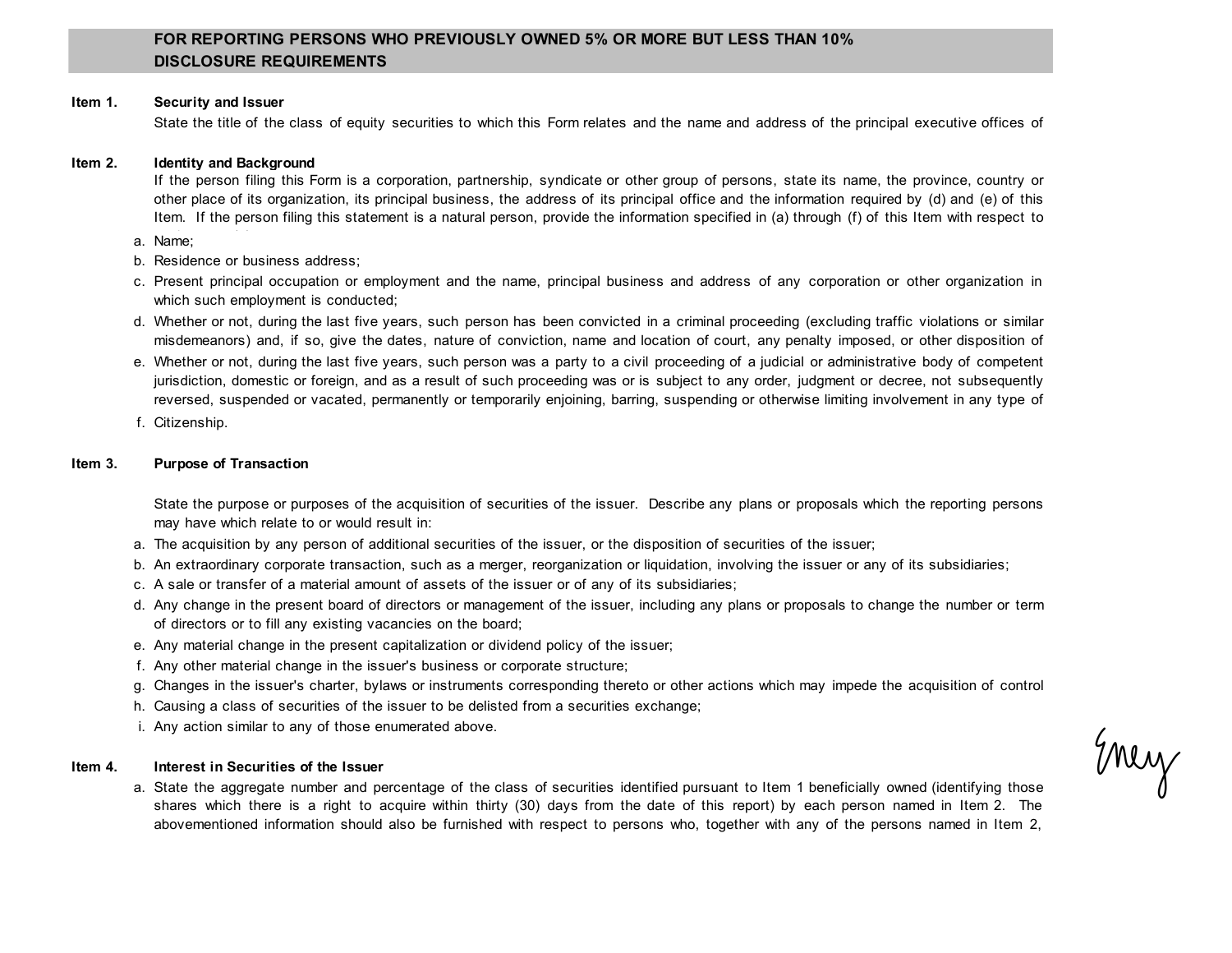## FOR REPORTING PERSONS WHO PREVIOUSLY OWNED 5% OR MORE BUT LESS THAN 10% DISCLOSURE REQUIREMENTS

**Item 1. Security and Issuer**

State the title of the class of equity securities to which this Form relates and the name and address of the principal executive offices of

**Item 2. Identity and Background**

If the person filing this Form is a corporation, partnership, syndicate or other group of persons, state its name, the province, country or other place of its organization, its principal business, the address of its principal office and the information required by (d) and (e) of this Item. If the person filing this statement is a natural person, provide the information specified in (a) through (f) of this Item with respect to

a. Name;
b. Residence or business address;
c. Present principal occupation or employment and the name, principal business and address of any corporation or other organization in which such employment is conducted;
d. Whether or not, during the last five years, such person has been convicted in a criminal proceeding (excluding traffic violations or similar misdemeanors) and, if so, give the dates, nature of conviction, name and location of court, any penalty imposed, or other disposition of
e. Whether or not, during the last five years, such person was a party to a civil proceeding of a judicial or administrative body of competent jurisdiction, domestic or foreign, and as a result of such proceeding was or is subject to any order, judgment or decree, not subsequently reversed, suspended or vacated, permanently or temporarily enjoining, barring, suspending or otherwise limiting involvement in any type of
f. Citizenship.

**Item 3. Purpose of Transaction**

State the purpose or purposes of the acquisition of securities of the issuer. Describe any plans or proposals which the reporting persons may have which relate to or would result in:

a. The acquisition by any person of additional securities of the issuer, or the disposition of securities of the issuer;
b. An extraordinary corporate transaction, such as a merger, reorganization or liquidation, involving the issuer or any of its subsidiaries;
c. A sale or transfer of a material amount of assets of the issuer or of any of its subsidiaries;
d. Any change in the present board of directors or management of the issuer, including any plans or proposals to change the number or term of directors or to fill any existing vacancies on the board;
e. Any material change in the present capitalization or dividend policy of the issuer;
f. Any other material change in the issuer's business or corporate structure;
g. Changes in the issuer's charter, bylaws or instruments corresponding thereto or other actions which may impede the acquisition of control
h. Causing a class of securities of the issuer to be delisted from a securities exchange;
i. Any action similar to any of those enumerated above.

**Item 4. Interest in Securities of the Issuer**

a. State the aggregate number and percentage of the class of securities identified pursuant to Item 1 beneficially owned (identifying those shares which there is a right to acquire within thirty (30) days from the date of this report) by each person named in Item 2. The abovementioned information should also be furnished with respect to persons who, together with any of the persons named in Item 2,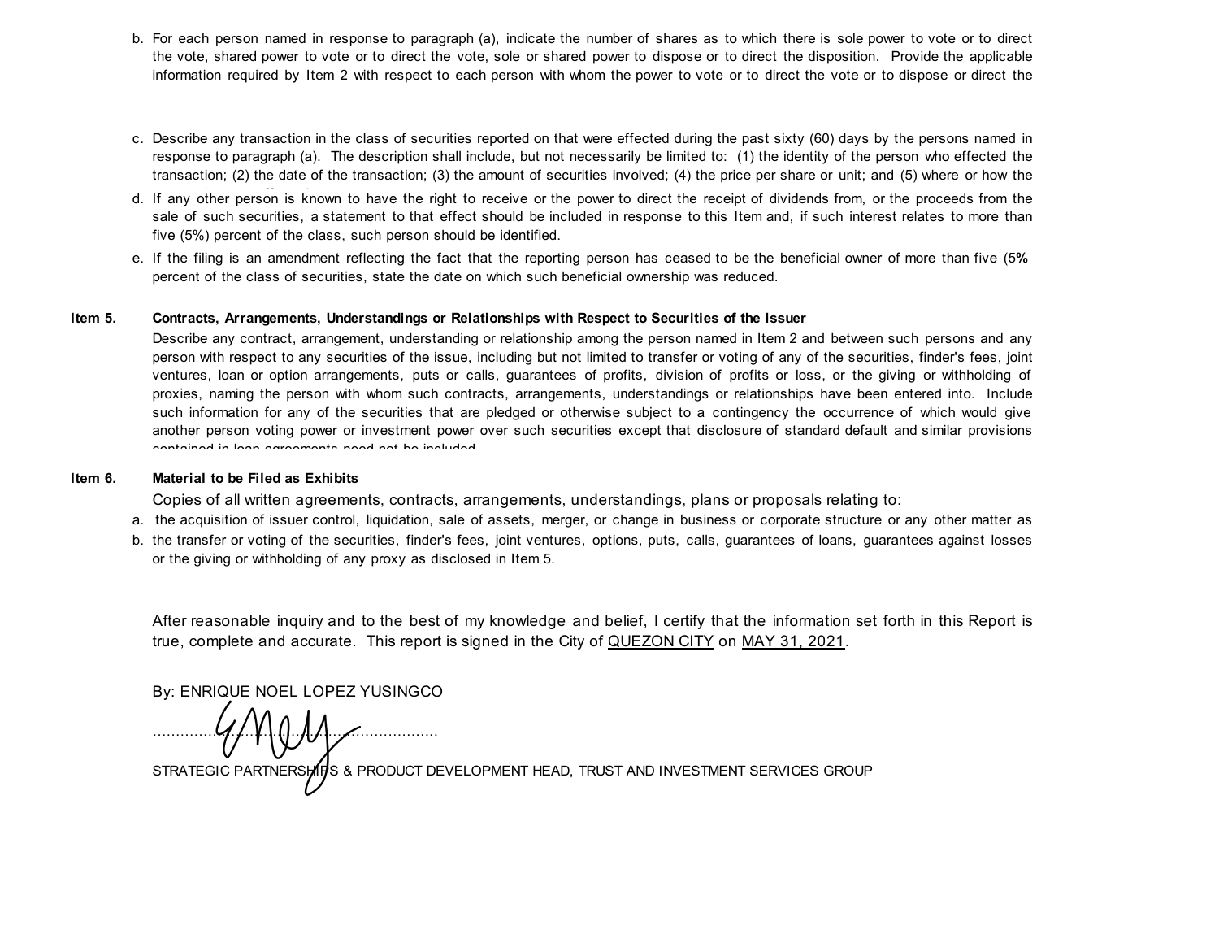b. For each person named in response to paragraph (a), indicate the number of shares as to which there is sole power to vote or to direct the vote, shared power to vote or to direct the vote, sole or shared power to dispose or to direct the disposition. Provide the applicable information required by Item 2 with respect to each person with whom the power to vote or to direct the vote or to dispose or direct the

c. Describe any transaction in the class of securities reported on that were effected during the past sixty (60) days by the persons named in response to paragraph (a). The description shall include, but not necessarily be limited to: (1) the identity of the person who effected the transaction; (2) the date of the transaction; (3) the amount of securities involved; (4) the price per share or unit; and (5) where or how the

d. If any other person is known to have the right to receive or the power to direct the receipt of dividends from, or the proceeds from the sale of such securities, a statement to that effect should be included in response to this Item and, if such interest relates to more than five (5%) percent of the class, such person should be identified.

e. If the filing is an amendment reflecting the fact that the reporting person has ceased to be the beneficial owner of more than five (5**%** percent of the class of securities, state the date on which such beneficial ownership was reduced.

**Item 5. Contracts, Arrangements, Understandings or Relationships with Respect to Securities of the Issuer**

Describe any contract, arrangement, understanding or relationship among the person named in Item 2 and between such persons and any person with respect to any securities of the issue, including but not limited to transfer or voting of any of the securities, finder's fees, joint ventures, loan or option arrangements, puts or calls, guarantees of profits, division of profits or loss, or the giving or withholding of proxies, naming the person with whom such contracts, arrangements, understandings or relationships have been entered into. Include such information for any of the securities that are pledged or otherwise subject to a contingency the occurrence of which would give another person voting power or investment power over such securities except that disclosure of standard default and similar provisions contained in loan agreements need not be included.

**Item 6. Material to be Filed as Exhibits**

Copies of all written agreements, contracts, arrangements, understandings, plans or proposals relating to:

a. the acquisition of issuer control, liquidation, sale of assets, merger, or change in business or corporate structure or any other matter as

b. the transfer or voting of the securities, finder's fees, joint ventures, options, puts, calls, guarantees of loans, guarantees against losses or the giving or withholding of any proxy as disclosed in Item 5.

After reasonable inquiry and to the best of my knowledge and belief, I certify that the information set forth in this Report is true, complete and accurate. This report is signed in the City of QUEZON CITY on MAY 31, 2021.

By: ENRIQUE NOEL LOPEZ YUSINGCO

..............................................................

STRATEGIC PARTNERSHIPS & PRODUCT DEVELOPMENT HEAD, TRUST AND INVESTMENT SERVICES GROUP